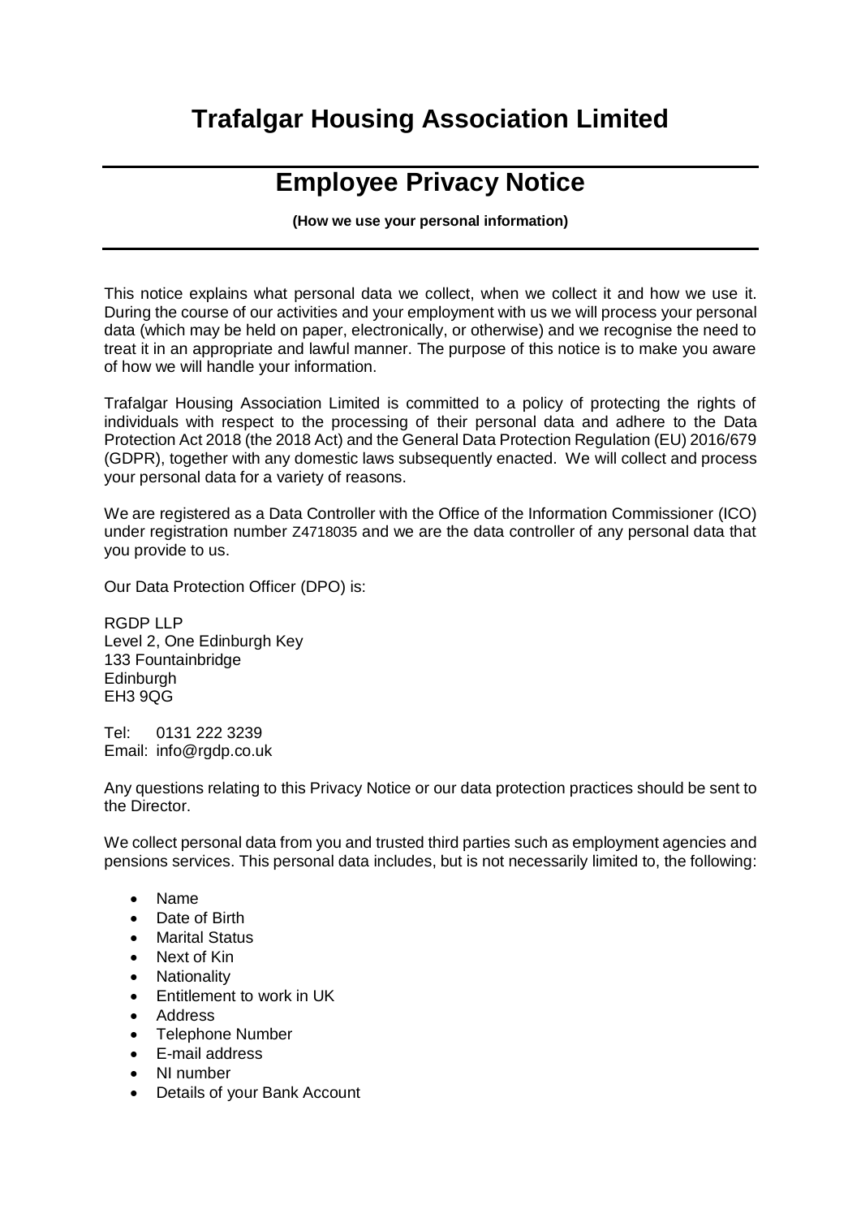# Trafalgar Housing Association Limited

## Employee Privacy Notice

**(How we use your personal information)**

This notice explains what personal data we collect, when we collect it and how we use it. During the course of our activities and your employment with us we will process your personal data (which may be held on paper, electronically, or otherwise) and we recognise the need to treat it in an appropriate and lawful manner. The purpose of this notice is to make you aware of how we will handle your information.

Trafalgar Housing Association Limited is committed to a policy of protecting the rights of individuals with respect to the processing of their personal data and adhere to the Data Protection Act 2018 (the 2018 Act) and the General Data Protection Regulation (EU) 2016/679 (GDPR), together with any domestic laws subsequently enacted. We will collect and process your personal data for a variety of reasons.

We are registered as a Data Controller with the Office of the Information Commissioner (ICO) under registration number Z4718035 and we are the data controller of any personal data that you provide to us.

Our Data Protection Officer (DPO) is:

RGDP LLP
Level 2, One Edinburgh Key
133 Fountainbridge
Edinburgh
EH3 9QG

Tel: 0131 222 3239
Email: info@rgdp.co.uk

Any questions relating to this Privacy Notice or our data protection practices should be sent to the Director.

We collect personal data from you and trusted third parties such as employment agencies and pensions services. This personal data includes, but is not necessarily limited to, the following:

- Name
- Date of Birth
- Marital Status
- Next of Kin
- Nationality
- Entitlement to work in UK
- Address
- Telephone Number
- E-mail address
- NI number
- Details of your Bank Account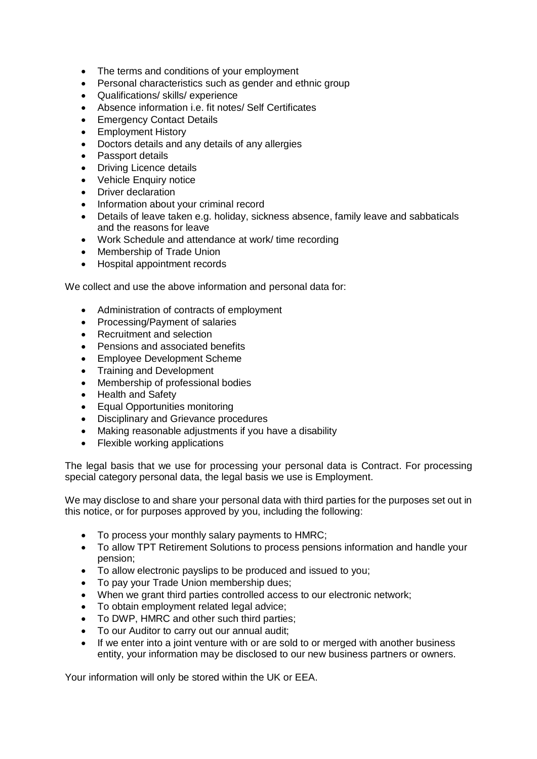- The terms and conditions of your employment
- Personal characteristics such as gender and ethnic group
- Qualifications/ skills/ experience
- Absence information i.e. fit notes/ Self Certificates
- Emergency Contact Details
- Employment History
- Doctors details and any details of any allergies
- Passport details
- Driving Licence details
- Vehicle Enquiry notice
- Driver declaration
- Information about your criminal record
- Details of leave taken e.g. holiday, sickness absence, family leave and sabbaticals and the reasons for leave
- Work Schedule and attendance at work/ time recording
- Membership of Trade Union
- Hospital appointment records

We collect and use the above information and personal data for:

- Administration of contracts of employment
- Processing/Payment of salaries
- Recruitment and selection
- Pensions and associated benefits
- Employee Development Scheme
- Training and Development
- Membership of professional bodies
- Health and Safety
- Equal Opportunities monitoring
- Disciplinary and Grievance procedures
- Making reasonable adjustments if you have a disability
- Flexible working applications

The legal basis that we use for processing your personal data is Contract. For processing special category personal data, the legal basis we use is Employment.

We may disclose to and share your personal data with third parties for the purposes set out in this notice, or for purposes approved by you, including the following:

- To process your monthly salary payments to HMRC;
- To allow TPT Retirement Solutions to process pensions information and handle your pension;
- To allow electronic payslips to be produced and issued to you;
- To pay your Trade Union membership dues;
- When we grant third parties controlled access to our electronic network;
- To obtain employment related legal advice;
- To DWP, HMRC and other such third parties;
- To our Auditor to carry out our annual audit;
- If we enter into a joint venture with or are sold to or merged with another business entity, your information may be disclosed to our new business partners or owners.

Your information will only be stored within the UK or EEA.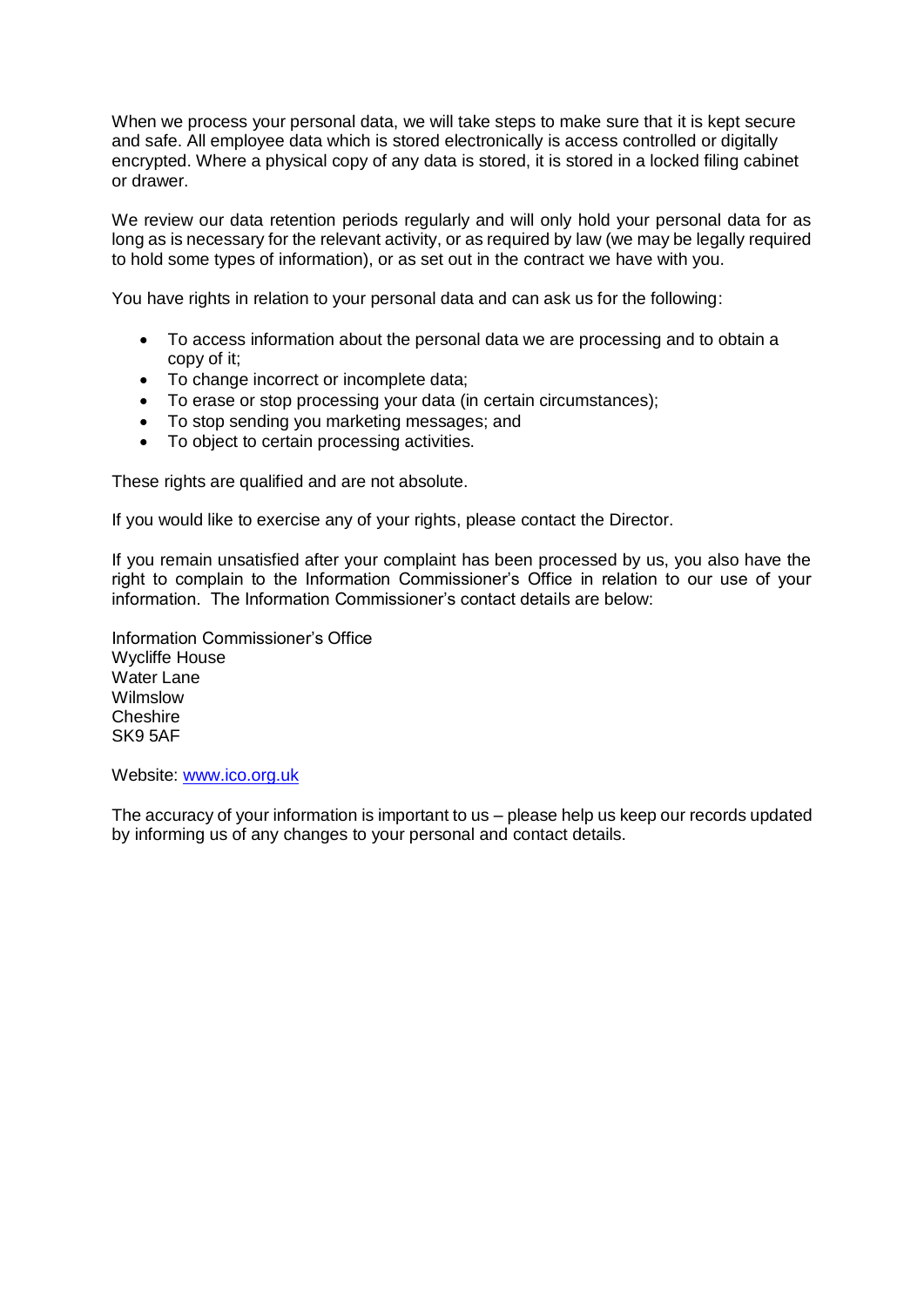When we process your personal data, we will take steps to make sure that it is kept secure and safe. All employee data which is stored electronically is access controlled or digitally encrypted. Where a physical copy of any data is stored, it is stored in a locked filing cabinet or drawer.

We review our data retention periods regularly and will only hold your personal data for as long as is necessary for the relevant activity, or as required by law (we may be legally required to hold some types of information), or as set out in the contract we have with you.

You have rights in relation to your personal data and can ask us for the following:

- To access information about the personal data we are processing and to obtain a copy of it;
- To change incorrect or incomplete data;
- To erase or stop processing your data (in certain circumstances);
- To stop sending you marketing messages; and
- To object to certain processing activities.

These rights are qualified and are not absolute.

If you would like to exercise any of your rights, please contact the Director.

If you remain unsatisfied after your complaint has been processed by us, you also have the right to complain to the Information Commissioner's Office in relation to our use of your information. The Information Commissioner's contact details are below:

Information Commissioner's Office
Wycliffe House
Water Lane
Wilmslow
Cheshire
SK9 5AF

Website: [www.ico.org.uk](http://www.ico.org.uk)

The accuracy of your information is important to us – please help us keep our records updated by informing us of any changes to your personal and contact details.